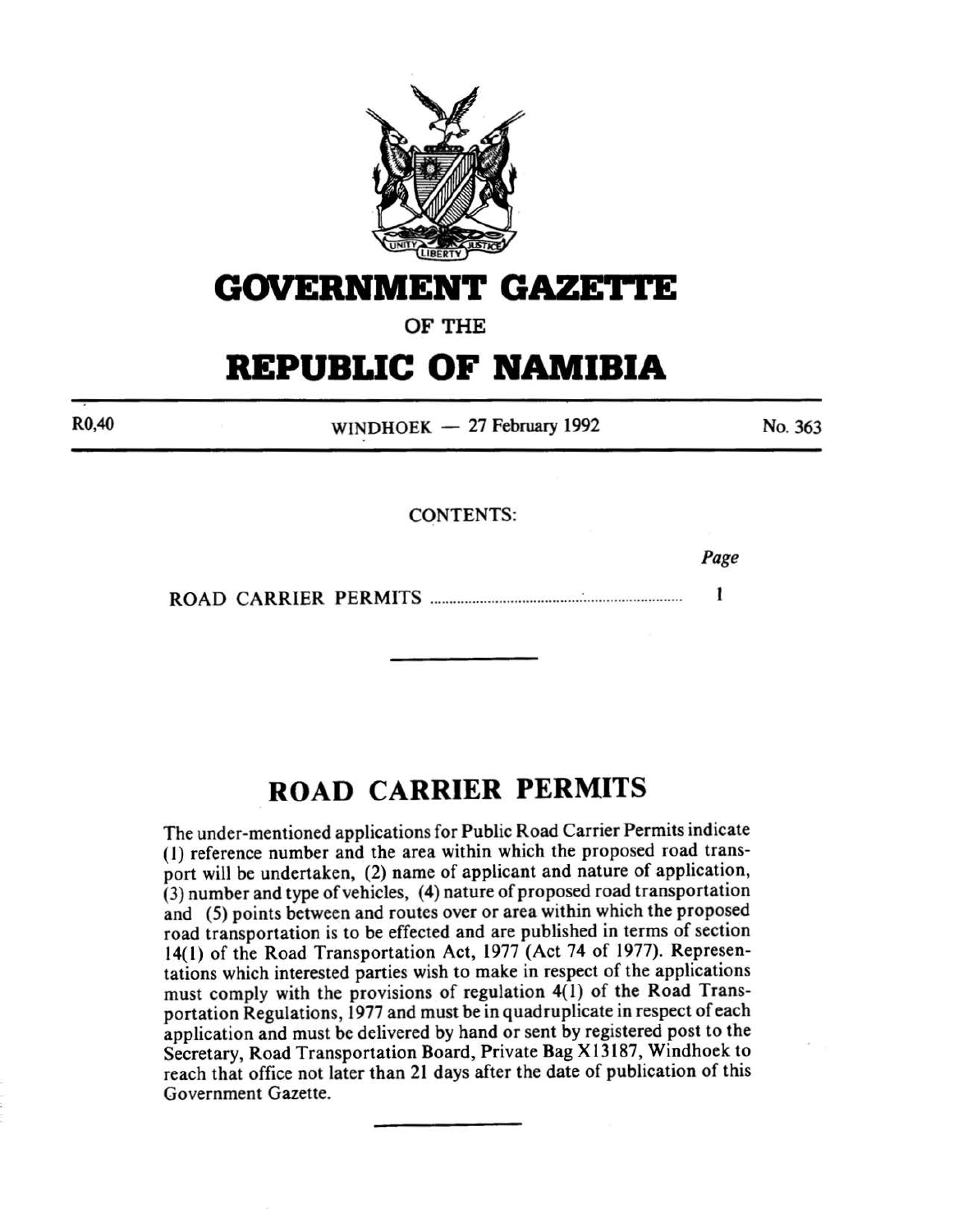# GOVERNMENT GAZETTE

OF THE

# REPUBLIC OF NAMIBIA

R0,40 | WINDHOEK — 27 February 1992 | No. 363

CONTENTS:

| | Page |
|---|---|
| ROAD CARRIER PERMITS | 1 |

---

## ROAD CARRIER PERMITS

The under-mentioned applications for Public Road Carrier Permits indicate (1) reference number and the area within which the proposed road transport will be undertaken, (2) name of applicant and nature of application, (3) number and type of vehicles, (4) nature of proposed road transportation and (5) points between and routes over or area within which the proposed road transportation is to be effected and are published in terms of section 14(1) of the Road Transportation Act, 1977 (Act 74 of 1977). Representations which interested parties wish to make in respect of the applications must comply with the provisions of regulation 4(1) of the Road Transportation Regulations, 1977 and must be in quadruplicate in respect of each application and must be delivered by hand or sent by registered post to the Secretary, Road Transportation Board, Private Bag X13187, Windhoek to reach that office not later than 21 days after the date of publication of this Government Gazette.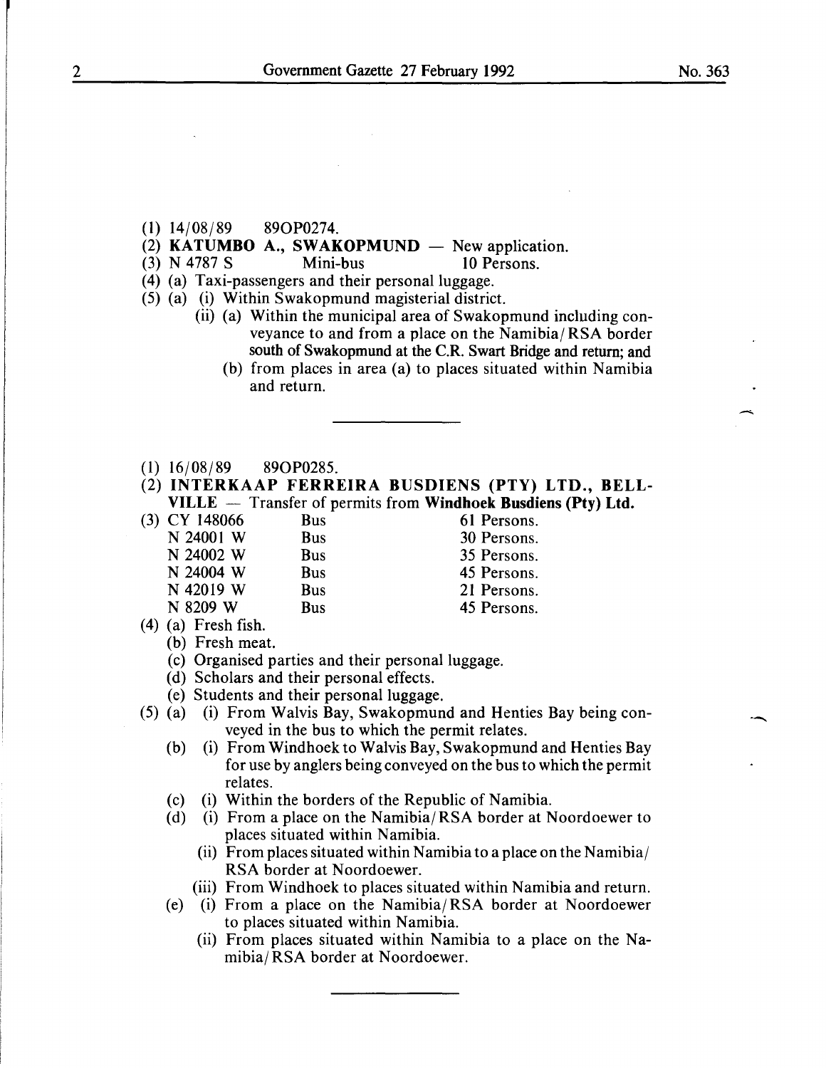(1) 14/08/89 89OP0274.

(2) **KATUMBO A., SWAKOPMUND** — New application.

(3) N 4787 S Mini-bus 10 Persons.

(4) (a) Taxi-passengers and their personal luggage.

(5) (a) (i) Within Swakopmund magisterial district.

(ii) (a) Within the municipal area of Swakopmund including conveyance to and from a place on the Namibia/RSA border south of Swakopmund at the C.R. Swart Bridge and return; and

(b) from places in area (a) to places situated within Namibia and return.

---

(1) 16/08/89 89OP0285.

(2) **INTERKAAP FERREIRA BUSDIENS (PTY) LTD., BELLVILLE** — Transfer of permits from **Windhoek Busdiens (Pty) Ltd.**

(3)

| | | |
|---|---|---|
| CY 148066 | Bus | 61 Persons. |
| N 24001 W | Bus | 30 Persons. |
| N 24002 W | Bus | 35 Persons. |
| N 24004 W | Bus | 45 Persons. |
| N 42019 W | Bus | 21 Persons. |
| N 8209 W | Bus | 45 Persons. |

(4) (a) Fresh fish.

(b) Fresh meat.

(c) Organised parties and their personal luggage.

(d) Scholars and their personal effects.

(e) Students and their personal luggage.

(5) (a) (i) From Walvis Bay, Swakopmund and Henties Bay being conveyed in the bus to which the permit relates.

(b) (i) From Windhoek to Walvis Bay, Swakopmund and Henties Bay for use by anglers being conveyed on the bus to which the permit relates.

(c) (i) Within the borders of the Republic of Namibia.

(d) (i) From a place on the Namibia/RSA border at Noordoewer to places situated within Namibia.

(ii) From places situated within Namibia to a place on the Namibia/RSA border at Noordoewer.

(iii) From Windhoek to places situated within Namibia and return.

(e) (i) From a place on the Namibia/RSA border at Noordoewer to places situated within Namibia.

(ii) From places situated within Namibia to a place on the Namibia/RSA border at Noordoewer.

---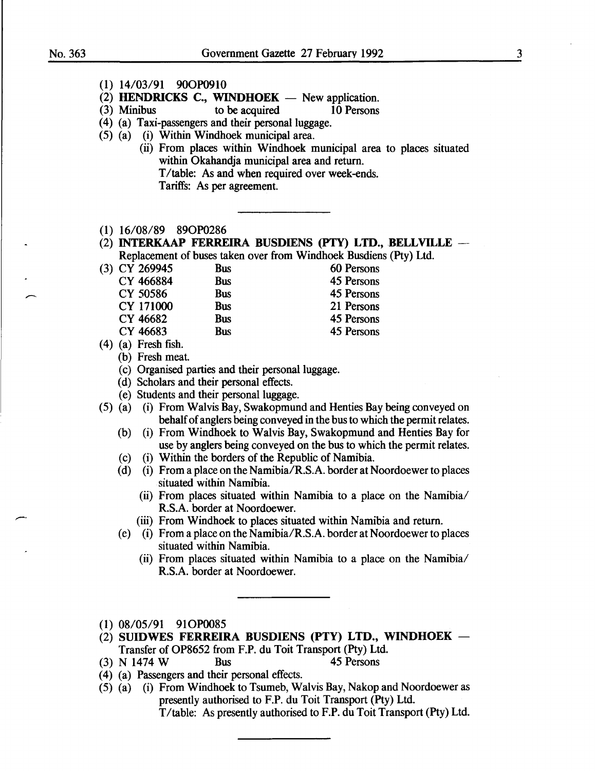(1) 14/03/91 90OP0910

(2) **HENDRICKS C., WINDHOEK** — New application.

(3) Minibus to be acquired 10 Persons

(4) (a) Taxi-passengers and their personal luggage.

(5) (a) (i) Within Windhoek municipal area.

(ii) From places within Windhoek municipal area to places situated within Okahandja municipal area and return.
T/table: As and when required over week-ends.
Tariffs: As per agreement.

---

(1) 16/08/89 89OP0286

(2) **INTERKAAP FERREIRA BUSDIENS (PTY) LTD., BELLVILLE** — Replacement of buses taken over from Windhoek Busdiens (Pty) Ltd.

(3)

| | | |
|---|---|---|
| CY 269945 | Bus | 60 Persons |
| CY 466884 | Bus | 45 Persons |
| CY 50586 | Bus | 45 Persons |
| CY 171000 | Bus | 21 Persons |
| CY 46682 | Bus | 45 Persons |
| CY 46683 | Bus | 45 Persons |

(4) (a) Fresh fish.

(b) Fresh meat.

(c) Organised parties and their personal luggage.

(d) Scholars and their personal effects.

(e) Students and their personal luggage.

(5) (a) (i) From Walvis Bay, Swakopmund and Henties Bay being conveyed on behalf of anglers being conveyed in the bus to which the permit relates.

(b) (i) From Windhoek to Walvis Bay, Swakopmund and Henties Bay for use by anglers being conveyed on the bus to which the permit relates.

(c) (i) Within the borders of the Republic of Namibia.

(d) (i) From a place on the Namibia/R.S.A. border at Noordoewer to places situated within Namibia.

(ii) From places situated within Namibia to a place on the Namibia/R.S.A. border at Noordoewer.

(iii) From Windhoek to places situated within Namibia and return.

(e) (i) From a place on the Namibia/R.S.A. border at Noordoewer to places situated within Namibia.

(ii) From places situated within Namibia to a place on the Namibia/R.S.A. border at Noordoewer.

---

(1) 08/05/91 91OP0085

(2) **SUIDWES FERREIRA BUSDIENS (PTY) LTD., WINDHOEK** — Transfer of OP8652 from F.P. du Toit Transport (Pty) Ltd.

(3) N 1474 W Bus 45 Persons

(4) (a) Passengers and their personal effects.

(5) (a) (i) From Windhoek to Tsumeb, Walvis Bay, Nakop and Noordoewer as presently authorised to F.P. du Toit Transport (Pty) Ltd.
T/table: As presently authorised to F.P. du Toit Transport (Pty) Ltd.

---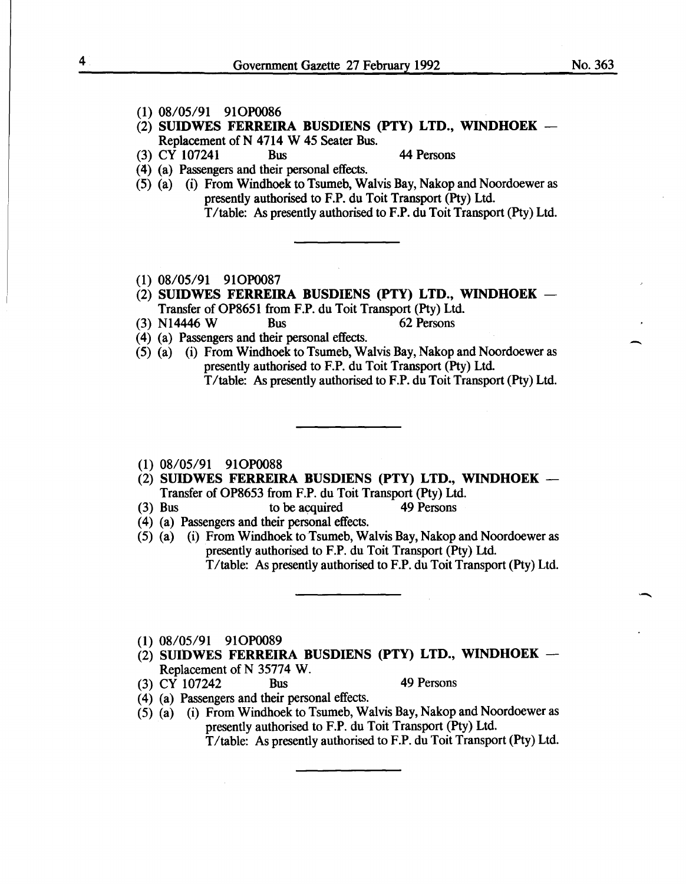(1) 08/05/91 91OP0086

(2) **SUIDWES FERREIRA BUSDIENS (PTY) LTD., WINDHOEK** — Replacement of N 4714 W 45 Seater Bus.

(3) CY 107241 Bus 44 Persons

(4) (a) Passengers and their personal effects.

(5) (a) (i) From Windhoek to Tsumeb, Walvis Bay, Nakop and Noordoewer as presently authorised to F.P. du Toit Transport (Pty) Ltd.
T/table: As presently authorised to F.P. du Toit Transport (Pty) Ltd.

---

(1) 08/05/91 91OP0087

(2) **SUIDWES FERREIRA BUSDIENS (PTY) LTD., WINDHOEK** — Transfer of OP8651 from F.P. du Toit Transport (Pty) Ltd.

(3) N14446 W Bus 62 Persons

(4) (a) Passengers and their personal effects.

(5) (a) (i) From Windhoek to Tsumeb, Walvis Bay, Nakop and Noordoewer as presently authorised to F.P. du Toit Transport (Pty) Ltd.
T/table: As presently authorised to F.P. du Toit Transport (Pty) Ltd.

---

(1) 08/05/91 91OP0088

(2) **SUIDWES FERREIRA BUSDIENS (PTY) LTD., WINDHOEK** — Transfer of OP8653 from F.P. du Toit Transport (Pty) Ltd.

(3) Bus to be acquired 49 Persons

(4) (a) Passengers and their personal effects.

(5) (a) (i) From Windhoek to Tsumeb, Walvis Bay, Nakop and Noordoewer as presently authorised to F.P. du Toit Transport (Pty) Ltd.
T/table: As presently authorised to F.P. du Toit Transport (Pty) Ltd.

---

(1) 08/05/91 91OP0089

(2) **SUIDWES FERREIRA BUSDIENS (PTY) LTD., WINDHOEK** — Replacement of N 35774 W.

(3) CY 107242 Bus 49 Persons

(4) (a) Passengers and their personal effects.

(5) (a) (i) From Windhoek to Tsumeb, Walvis Bay, Nakop and Noordoewer as presently authorised to F.P. du Toit Transport (Pty) Ltd.
T/table: As presently authorised to F.P. du Toit Transport (Pty) Ltd.

---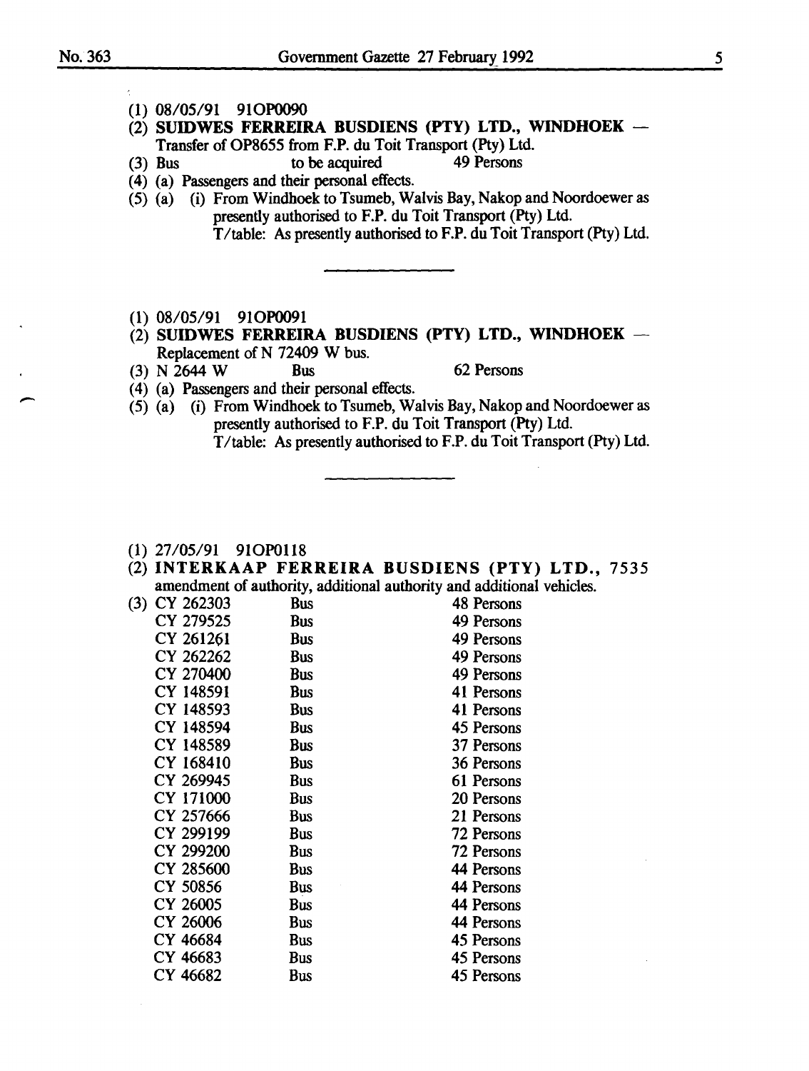(1) 08/05/91 91OP0090

(2) **SUIDWES FERREIRA BUSDIENS (PTY) LTD., WINDHOEK** — Transfer of OP8655 from F.P. du Toit Transport (Pty) Ltd.

(3) Bus to be acquired 49 Persons

(4) (a) Passengers and their personal effects.

(5) (a) (i) From Windhoek to Tsumeb, Walvis Bay, Nakop and Noordoewer as presently authorised to F.P. du Toit Transport (Pty) Ltd.
T/table: As presently authorised to F.P. du Toit Transport (Pty) Ltd.

---

(1) 08/05/91 91OP0091

(2) **SUIDWES FERREIRA BUSDIENS (PTY) LTD., WINDHOEK** — Replacement of N 72409 W bus.

(3) N 2644 W Bus 62 Persons

(4) (a) Passengers and their personal effects.

(5) (a) (i) From Windhoek to Tsumeb, Walvis Bay, Nakop and Noordoewer as presently authorised to F.P. du Toit Transport (Pty) Ltd.
T/table: As presently authorised to F.P. du Toit Transport (Pty) Ltd.

---

(1) 27/05/91 91OP0118

(2) **INTERKAAP FERREIRA BUSDIENS (PTY) LTD.,** 7535 amendment of authority, additional authority and additional vehicles.

(3)

| | | |
|---|---|---|
| CY 262303 | Bus | 48 Persons |
| CY 279525 | Bus | 49 Persons |
| CY 261261 | Bus | 49 Persons |
| CY 262262 | Bus | 49 Persons |
| CY 270400 | Bus | 49 Persons |
| CY 148591 | Bus | 41 Persons |
| CY 148593 | Bus | 41 Persons |
| CY 148594 | Bus | 45 Persons |
| CY 148589 | Bus | 37 Persons |
| CY 168410 | Bus | 36 Persons |
| CY 269945 | Bus | 61 Persons |
| CY 171000 | Bus | 20 Persons |
| CY 257666 | Bus | 21 Persons |
| CY 299199 | Bus | 72 Persons |
| CY 299200 | Bus | 72 Persons |
| CY 285600 | Bus | 44 Persons |
| CY 50856 | Bus | 44 Persons |
| CY 26005 | Bus | 44 Persons |
| CY 26006 | Bus | 44 Persons |
| CY 46684 | Bus | 45 Persons |
| CY 46683 | Bus | 45 Persons |
| CY 46682 | Bus | 45 Persons |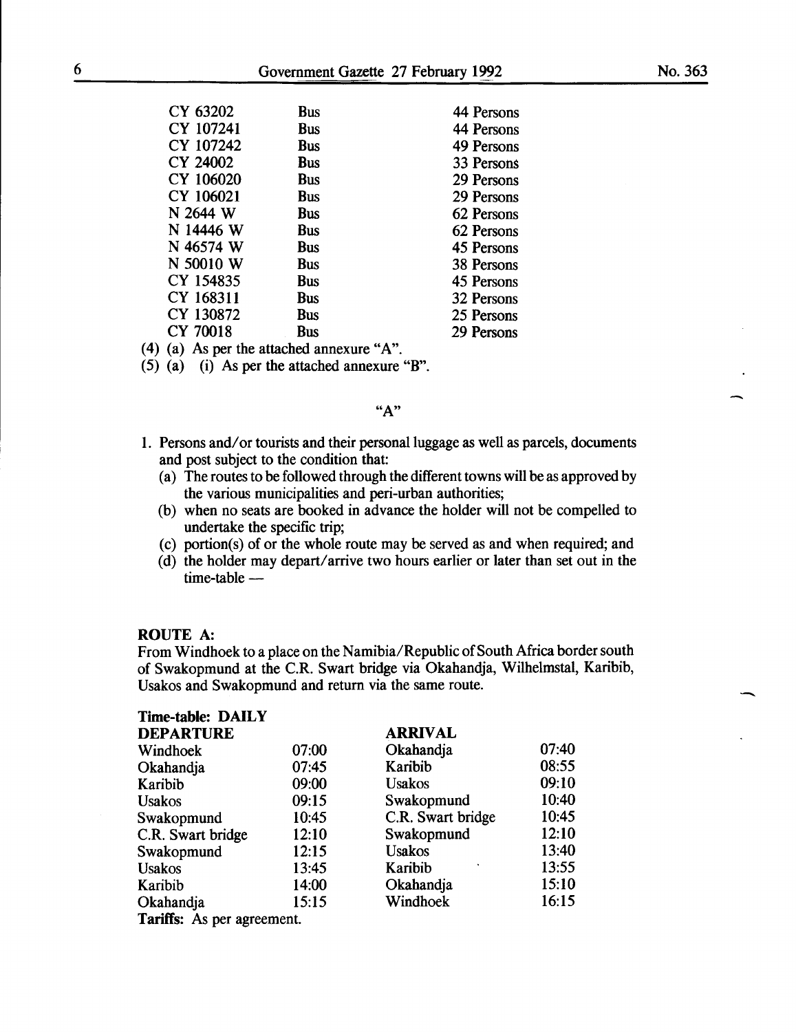| | | |
|---|---|---|
| CY 63202 | Bus | 44 Persons |
| CY 107241 | Bus | 44 Persons |
| CY 107242 | Bus | 49 Persons |
| CY 24002 | Bus | 33 Persons |
| CY 106020 | Bus | 29 Persons |
| CY 106021 | Bus | 29 Persons |
| N 2644 W | Bus | 62 Persons |
| N 14446 W | Bus | 62 Persons |
| N 46574 W | Bus | 45 Persons |
| N 50010 W | Bus | 38 Persons |
| CY 154835 | Bus | 45 Persons |
| CY 168311 | Bus | 32 Persons |
| CY 130872 | Bus | 25 Persons |
| CY 70018 | Bus | 29 Persons |

(4) (a) As per the attached annexure "A".

(5) (a) (i) As per the attached annexure "B".

"A"

1. Persons and/or tourists and their personal luggage as well as parcels, documents and post subject to the condition that:
   - (a) The routes to be followed through the different towns will be as approved by the various municipalities and peri-urban authorities;
   - (b) when no seats are booked in advance the holder will not be compelled to undertake the specific trip;
   - (c) portion(s) of or the whole route may be served as and when required; and
   - (d) the holder may depart/arrive two hours earlier or later than set out in the time-table —

**ROUTE A:**

From Windhoek to a place on the Namibia/Republic of South Africa border south of Swakopmund at the C.R. Swart bridge via Okahandja, Wilhelmstal, Karibib, Usakos and Swakopmund and return via the same route.

**Time-table: DAILY**

| **DEPARTURE** | | **ARRIVAL** | |
|---|---|---|---|
| Windhoek | 07:00 | Okahandja | 07:40 |
| Okahandja | 07:45 | Karibib | 08:55 |
| Karibib | 09:00 | Usakos | 09:10 |
| Usakos | 09:15 | Swakopmund | 10:40 |
| Swakopmund | 10:45 | C.R. Swart bridge | 10:45 |
| C.R. Swart bridge | 12:10 | Swakopmund | 12:10 |
| Swakopmund | 12:15 | Usakos | 13:40 |
| Usakos | 13:45 | Karibib | 13:55 |
| Karibib | 14:00 | Okahandja | 15:10 |
| Okahandja | 15:15 | Windhoek | 16:15 |

**Tariffs:** As per agreement.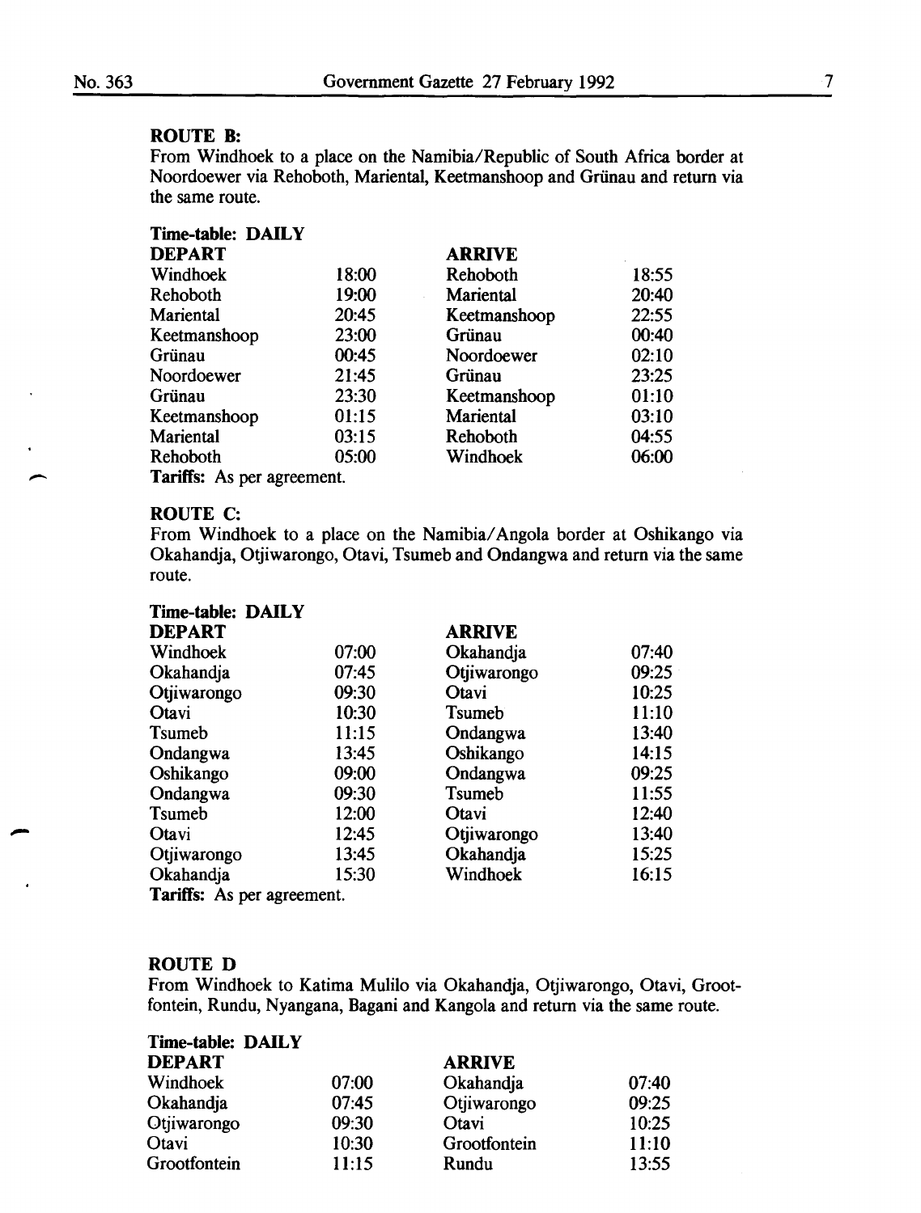**ROUTE B:**

From Windhoek to a place on the Namibia/Republic of South Africa border at Noordoewer via Rehoboth, Mariental, Keetmanshoop and Grünau and return via the same route.

**Time-table: DAILY**

| DEPART | | ARRIVE | |
|---|---|---|---|
| Windhoek | 18:00 | Rehoboth | 18:55 |
| Rehoboth | 19:00 | Mariental | 20:40 |
| Mariental | 20:45 | Keetmanshoop | 22:55 |
| Keetmanshoop | 23:00 | Grünau | 00:40 |
| Grünau | 00:45 | Noordoewer | 02:10 |
| Noordoewer | 21:45 | Grünau | 23:25 |
| Grünau | 23:30 | Keetmanshoop | 01:10 |
| Keetmanshoop | 01:15 | Mariental | 03:10 |
| Mariental | 03:15 | Rehoboth | 04:55 |
| Rehoboth | 05:00 | Windhoek | 06:00 |

**Tariffs:** As per agreement.

**ROUTE C:**

From Windhoek to a place on the Namibia/Angola border at Oshikango via Okahandja, Otjiwarongo, Otavi, Tsumeb and Ondangwa and return via the same route.

**Time-table: DAILY**

| DEPART | | ARRIVE | |
|---|---|---|---|
| Windhoek | 07:00 | Okahandja | 07:40 |
| Okahandja | 07:45 | Otjiwarongo | 09:25 |
| Otjiwarongo | 09:30 | Otavi | 10:25 |
| Otavi | 10:30 | Tsumeb | 11:10 |
| Tsumeb | 11:15 | Ondangwa | 13:40 |
| Ondangwa | 13:45 | Oshikango | 14:15 |
| Oshikango | 09:00 | Ondangwa | 09:25 |
| Ondangwa | 09:30 | Tsumeb | 11:55 |
| Tsumeb | 12:00 | Otavi | 12:40 |
| Otavi | 12:45 | Otjiwarongo | 13:40 |
| Otjiwarongo | 13:45 | Okahandja | 15:25 |
| Okahandja | 15:30 | Windhoek | 16:15 |

**Tariffs:** As per agreement.

**ROUTE D**

From Windhoek to Katima Mulilo via Okahandja, Otjiwarongo, Otavi, Grootfontein, Rundu, Nyangana, Bagani and Kangola and return via the same route.

**Time-table: DAILY**

| DEPART | | ARRIVE | |
|---|---|---|---|
| Windhoek | 07:00 | Okahandja | 07:40 |
| Okahandja | 07:45 | Otjiwarongo | 09:25 |
| Otjiwarongo | 09:30 | Otavi | 10:25 |
| Otavi | 10:30 | Grootfontein | 11:10 |
| Grootfontein | 11:15 | Rundu | 13:55 |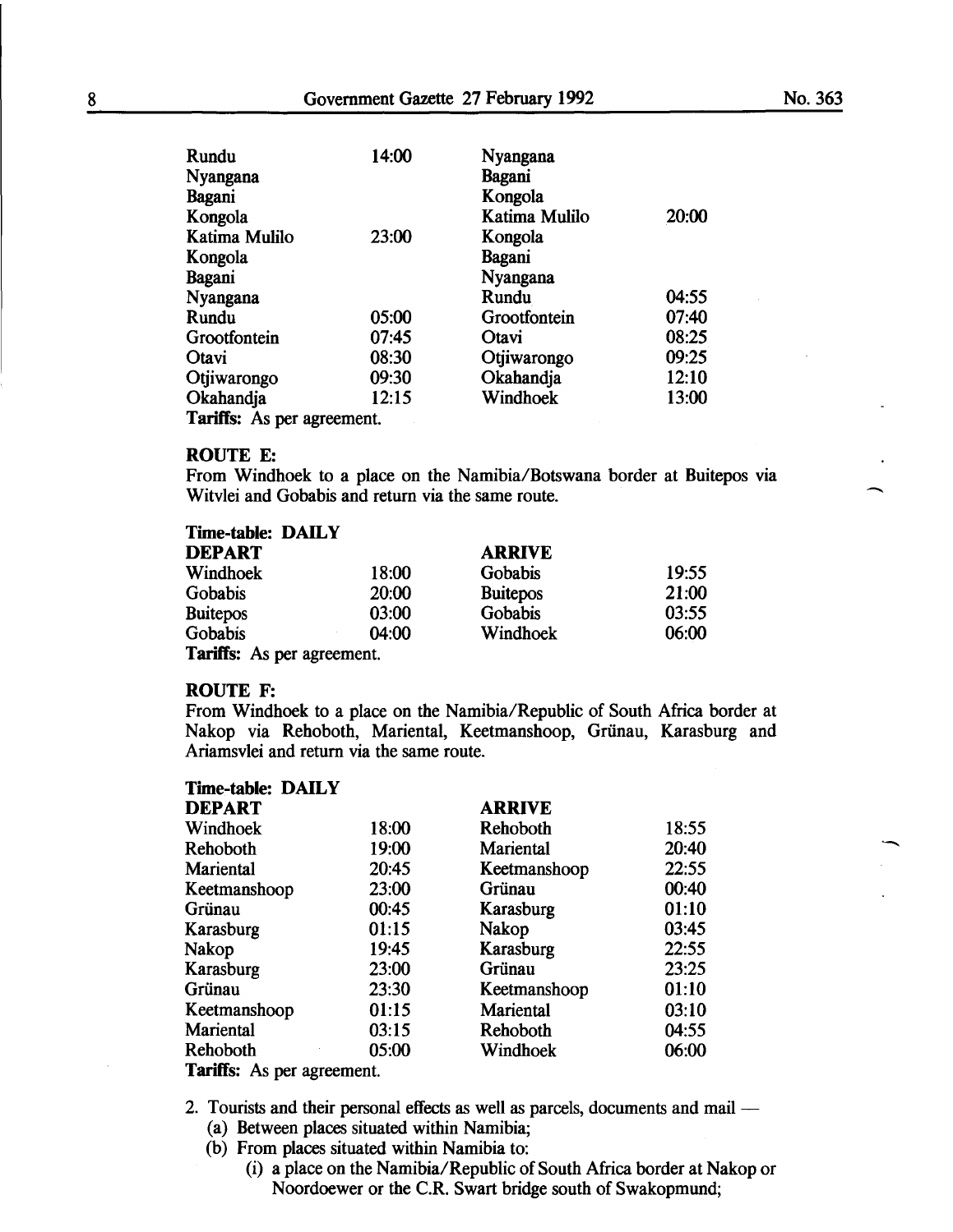| | | | |
|---|---|---|---|
| Rundu | 14:00 | Nyangana | |
| Nyangana | | Bagani | |
| Bagani | | Kongola | |
| Kongola | | Katima Mulilo | 20:00 |
| Katima Mulilo | 23:00 | Kongola | |
| Kongola | | Bagani | |
| Bagani | | Nyangana | |
| Nyangana | | Rundu | 04:55 |
| Rundu | 05:00 | Grootfontein | 07:40 |
| Grootfontein | 07:45 | Otavi | 08:25 |
| Otavi | 08:30 | Otjiwarongo | 09:25 |
| Otjiwarongo | 09:30 | Okahandja | 12:10 |
| Okahandja | 12:15 | Windhoek | 13:00 |

**Tariffs:** As per agreement.

**ROUTE E:**

From Windhoek to a place on the Namibia/Botswana border at Buitepos via Witvlei and Gobabis and return via the same route.

**Time-table: DAILY**

| DEPART | | ARRIVE | |
|---|---|---|---|
| Windhoek | 18:00 | Gobabis | 19:55 |
| Gobabis | 20:00 | Buitepos | 21:00 |
| Buitepos | 03:00 | Gobabis | 03:55 |
| Gobabis | 04:00 | Windhoek | 06:00 |

**Tariffs:** As per agreement.

**ROUTE F:**

From Windhoek to a place on the Namibia/Republic of South Africa border at Nakop via Rehoboth, Mariental, Keetmanshoop, Grünau, Karasburg and Ariamsvlei and return via the same route.

**Time-table: DAILY**

| DEPART | | ARRIVE | |
|---|---|---|---|
| Windhoek | 18:00 | Rehoboth | 18:55 |
| Rehoboth | 19:00 | Mariental | 20:40 |
| Mariental | 20:45 | Keetmanshoop | 22:55 |
| Keetmanshoop | 23:00 | Grünau | 00:40 |
| Grünau | 00:45 | Karasburg | 01:10 |
| Karasburg | 01:15 | Nakop | 03:45 |
| Nakop | 19:45 | Karasburg | 22:55 |
| Karasburg | 23:00 | Grünau | 23:25 |
| Grünau | 23:30 | Keetmanshoop | 01:10 |
| Keetmanshoop | 01:15 | Mariental | 03:10 |
| Mariental | 03:15 | Rehoboth | 04:55 |
| Rehoboth | 05:00 | Windhoek | 06:00 |

**Tariffs:** As per agreement.

2. Tourists and their personal effects as well as parcels, documents and mail —
   (a) Between places situated within Namibia;
   (b) From places situated within Namibia to:
      (i) a place on the Namibia/Republic of South Africa border at Nakop or Noordoewer or the C.R. Swart bridge south of Swakopmund;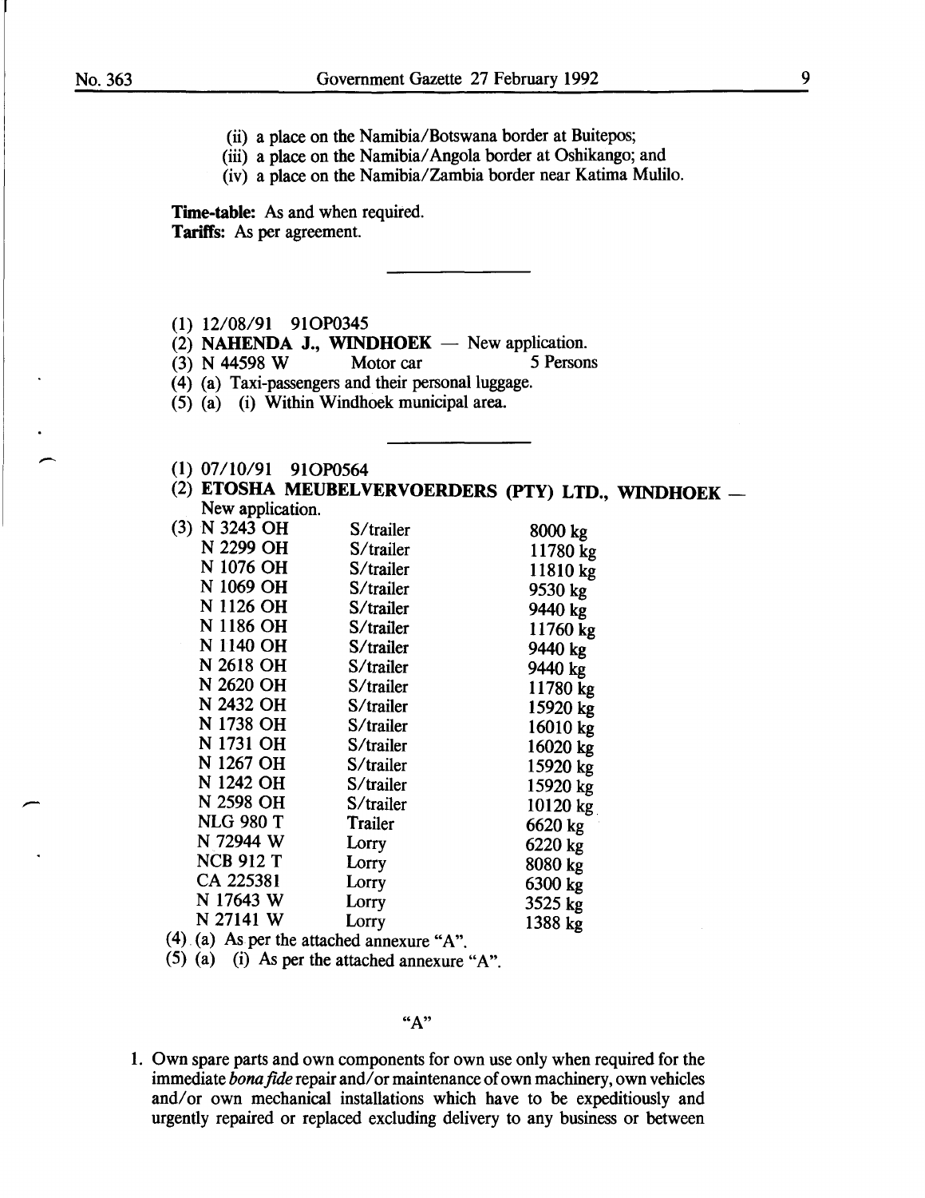(ii) a place on the Namibia/Botswana border at Buitepos;

(iii) a place on the Namibia/Angola border at Oshikango; and

(iv) a place on the Namibia/Zambia border near Katima Mulilo.

**Time-table:** As and when required.
**Tariffs:** As per agreement.

---

(1) 12/08/91 91OP0345

(2) **NAHENDA J., WINDHOEK** — New application.

(3) N 44598 W Motor car 5 Persons

(4) (a) Taxi-passengers and their personal luggage.

(5) (a) (i) Within Windhoek municipal area.

---

(1) 07/10/91 91OP0564

(2) **ETOSHA MEUBELVERVOERDERS (PTY) LTD., WINDHOEK** — New application.

(3)

| | | |
|---|---|---|
| N 3243 OH | S/trailer | 8000 kg |
| N 2299 OH | S/trailer | 11780 kg |
| N 1076 OH | S/trailer | 11810 kg |
| N 1069 OH | S/trailer | 9530 kg |
| N 1126 OH | S/trailer | 9440 kg |
| N 1186 OH | S/trailer | 11760 kg |
| N 1140 OH | S/trailer | 9440 kg |
| N 2618 OH | S/trailer | 9440 kg |
| N 2620 OH | S/trailer | 11780 kg |
| N 2432 OH | S/trailer | 15920 kg |
| N 1738 OH | S/trailer | 16010 kg |
| N 1731 OH | S/trailer | 16020 kg |
| N 1267 OH | S/trailer | 15920 kg |
| N 1242 OH | S/trailer | 15920 kg |
| N 2598 OH | S/trailer | 10120 kg |
| NLG 980 T | Trailer | 6620 kg |
| N 72944 W | Lorry | 6220 kg |
| NCB 912 T | Lorry | 8080 kg |
| CA 225381 | Lorry | 6300 kg |
| N 17643 W | Lorry | 3525 kg |
| N 27141 W | Lorry | 1388 kg |

(4) (a) As per the attached annexure "A".

(5) (a) (i) As per the attached annexure "A".

"A"

1. Own spare parts and own components for own use only when required for the immediate *bona fide* repair and/or maintenance of own machinery, own vehicles and/or own mechanical installations which have to be expeditiously and urgently repaired or replaced excluding delivery to any business or between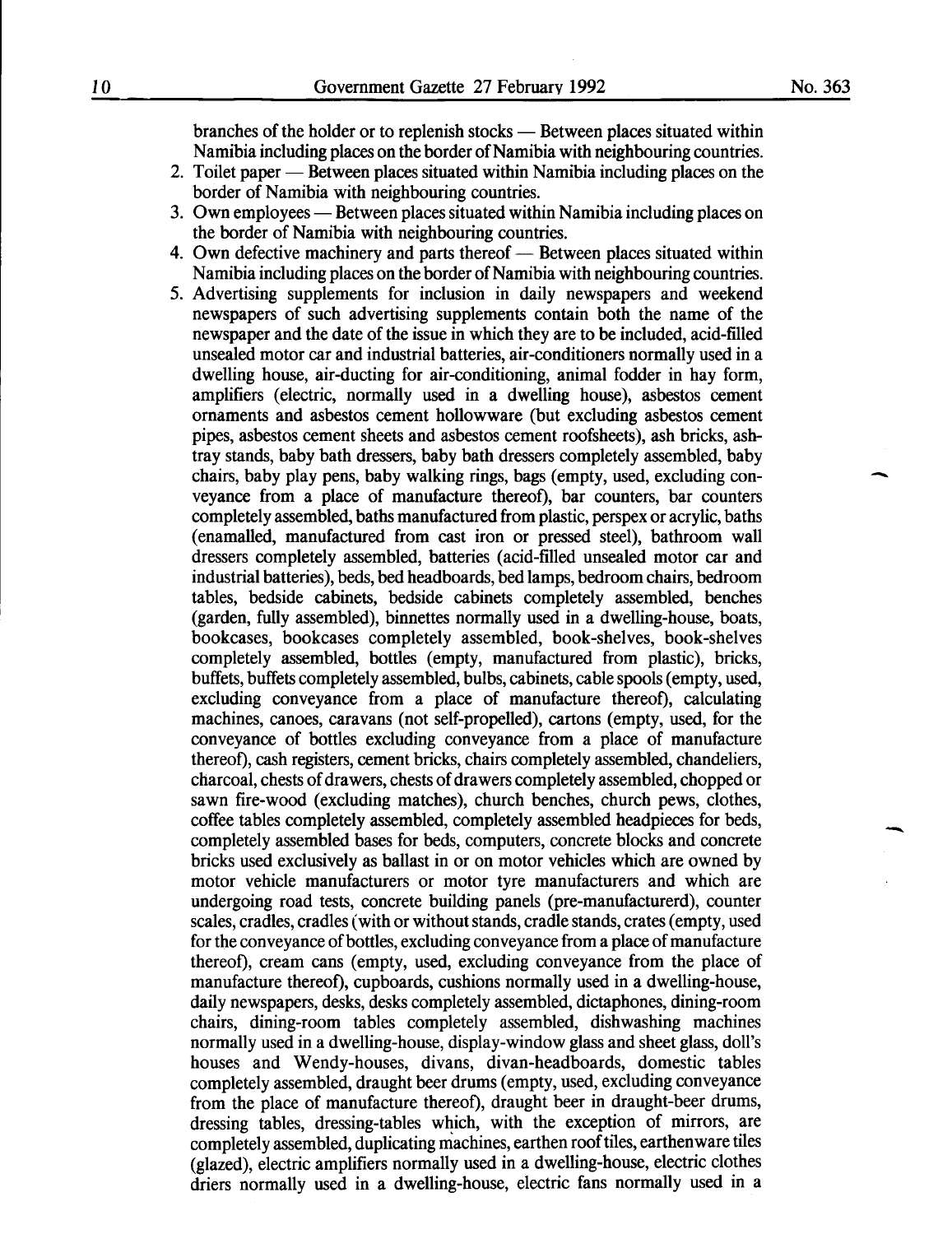branches of the holder or to replenish stocks — Between places situated within Namibia including places on the border of Namibia with neighbouring countries.

2. Toilet paper — Between places situated within Namibia including places on the border of Namibia with neighbouring countries.
3. Own employees — Between places situated within Namibia including places on the border of Namibia with neighbouring countries.
4. Own defective machinery and parts thereof — Between places situated within Namibia including places on the border of Namibia with neighbouring countries.
5. Advertising supplements for inclusion in daily newspapers and weekend newspapers of such advertising supplements contain both the name of the newspaper and the date of the issue in which they are to be included, acid-filled unsealed motor car and industrial batteries, air-conditioners normally used in a dwelling house, air-ducting for air-conditioning, animal fodder in hay form, amplifiers (electric, normally used in a dwelling house), asbestos cement ornaments and asbestos cement hollowware (but excluding asbestos cement pipes, asbestos cement sheets and asbestos cement roofsheets), ash bricks, ash-tray stands, baby bath dressers, baby bath dressers completely assembled, baby chairs, baby play pens, baby walking rings, bags (empty, used, excluding conveyance from a place of manufacture thereof), bar counters, bar counters completely assembled, baths manufactured from plastic, perspex or acrylic, baths (enamalled, manufactured from cast iron or pressed steel), bathroom wall dressers completely assembled, batteries (acid-filled unsealed motor car and industrial batteries), beds, bed headboards, bed lamps, bedroom chairs, bedroom tables, bedside cabinets, bedside cabinets completely assembled, benches (garden, fully assembled), binnettes normally used in a dwelling-house, boats, bookcases, bookcases completely assembled, book-shelves, book-shelves completely assembled, bottles (empty, manufactured from plastic), bricks, buffets, buffets completely assembled, bulbs, cabinets, cable spools (empty, used, excluding conveyance from a place of manufacture thereof), calculating machines, canoes, caravans (not self-propelled), cartons (empty, used, for the conveyance of bottles excluding conveyance from a place of manufacture thereof), cash registers, cement bricks, chairs completely assembled, chandeliers, charcoal, chests of drawers, chests of drawers completely assembled, chopped or sawn fire-wood (excluding matches), church benches, church pews, clothes, coffee tables completely assembled, completely assembled headpieces for beds, completely assembled bases for beds, computers, concrete blocks and concrete bricks used exclusively as ballast in or on motor vehicles which are owned by motor vehicle manufacturers or motor tyre manufacturers and which are undergoing road tests, concrete building panels (pre-manufacturerd), counter scales, cradles, cradles (with or without stands, cradle stands, crates (empty, used for the conveyance of bottles, excluding conveyance from a place of manufacture thereof), cream cans (empty, used, excluding conveyance from the place of manufacture thereof), cupboards, cushions normally used in a dwelling-house, daily newspapers, desks, desks completely assembled, dictaphones, dining-room chairs, dining-room tables completely assembled, dishwashing machines normally used in a dwelling-house, display-window glass and sheet glass, doll's houses and Wendy-houses, divans, divan-headboards, domestic tables completely assembled, draught beer drums (empty, used, excluding conveyance from the place of manufacture thereof), draught beer in draught-beer drums, dressing tables, dressing-tables which, with the exception of mirrors, are completely assembled, duplicating machines, earthen roof tiles, earthenware tiles (glazed), electric amplifiers normally used in a dwelling-house, electric clothes driers normally used in a dwelling-house, electric fans normally used in a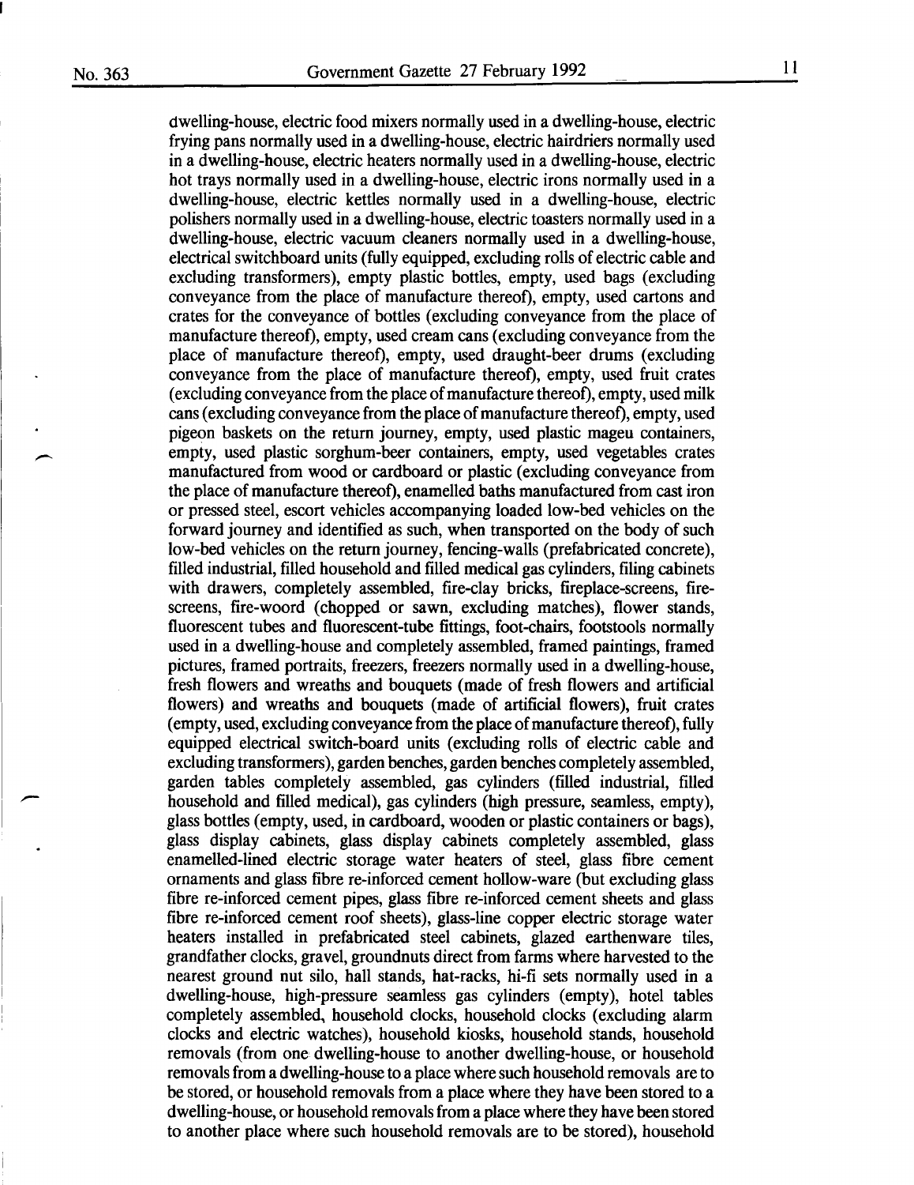dwelling-house, electric food mixers normally used in a dwelling-house, electric frying pans normally used in a dwelling-house, electric hairdriers normally used in a dwelling-house, electric heaters normally used in a dwelling-house, electric hot trays normally used in a dwelling-house, electric irons normally used in a dwelling-house, electric kettles normally used in a dwelling-house, electric polishers normally used in a dwelling-house, electric toasters normally used in a dwelling-house, electric vacuum cleaners normally used in a dwelling-house, electrical switchboard units (fully equipped, excluding rolls of electric cable and excluding transformers), empty plastic bottles, empty, used bags (excluding conveyance from the place of manufacture thereof), empty, used cartons and crates for the conveyance of bottles (excluding conveyance from the place of manufacture thereof), empty, used cream cans (excluding conveyance from the place of manufacture thereof), empty, used draught-beer drums (excluding conveyance from the place of manufacture thereof), empty, used fruit crates (excluding conveyance from the place of manufacture thereof), empty, used milk cans (excluding conveyance from the place of manufacture thereof), empty, used pigeon baskets on the return journey, empty, used plastic mageu containers, empty, used plastic sorghum-beer containers, empty, used vegetables crates manufactured from wood or cardboard or plastic (excluding conveyance from the place of manufacture thereof), enamelled baths manufactured from cast iron or pressed steel, escort vehicles accompanying loaded low-bed vehicles on the forward journey and identified as such, when transported on the body of such low-bed vehicles on the return journey, fencing-walls (prefabricated concrete), filled industrial, filled household and filled medical gas cylinders, filing cabinets with drawers, completely assembled, fire-clay bricks, fireplace-screens, fire-screens, fire-woord (chopped or sawn, excluding matches), flower stands, fluorescent tubes and fluorescent-tube fittings, foot-chairs, footstools normally used in a dwelling-house and completely assembled, framed paintings, framed pictures, framed portraits, freezers, freezers normally used in a dwelling-house, fresh flowers and wreaths and bouquets (made of fresh flowers and artificial flowers) and wreaths and bouquets (made of artificial flowers), fruit crates (empty, used, excluding conveyance from the place of manufacture thereof), fully equipped electrical switch-board units (excluding rolls of electric cable and excluding transformers), garden benches, garden benches completely assembled, garden tables completely assembled, gas cylinders (filled industrial, filled household and filled medical), gas cylinders (high pressure, seamless, empty), glass bottles (empty, used, in cardboard, wooden or plastic containers or bags), glass display cabinets, glass display cabinets completely assembled, glass enamelled-lined electric storage water heaters of steel, glass fibre cement ornaments and glass fibre re-inforced cement hollow-ware (but excluding glass fibre re-inforced cement pipes, glass fibre re-inforced cement sheets and glass fibre re-inforced cement roof sheets), glass-line copper electric storage water heaters installed in prefabricated steel cabinets, glazed earthenware tiles, grandfather clocks, gravel, groundnuts direct from farms where harvested to the nearest ground nut silo, hall stands, hat-racks, hi-fi sets normally used in a dwelling-house, high-pressure seamless gas cylinders (empty), hotel tables completely assembled, household clocks, household clocks (excluding alarm clocks and electric watches), household kiosks, household stands, household removals (from one dwelling-house to another dwelling-house, or household removals from a dwelling-house to a place where such household removals are to be stored, or household removals from a place where they have been stored to a dwelling-house, or household removals from a place where they have been stored to another place where such household removals are to be stored), household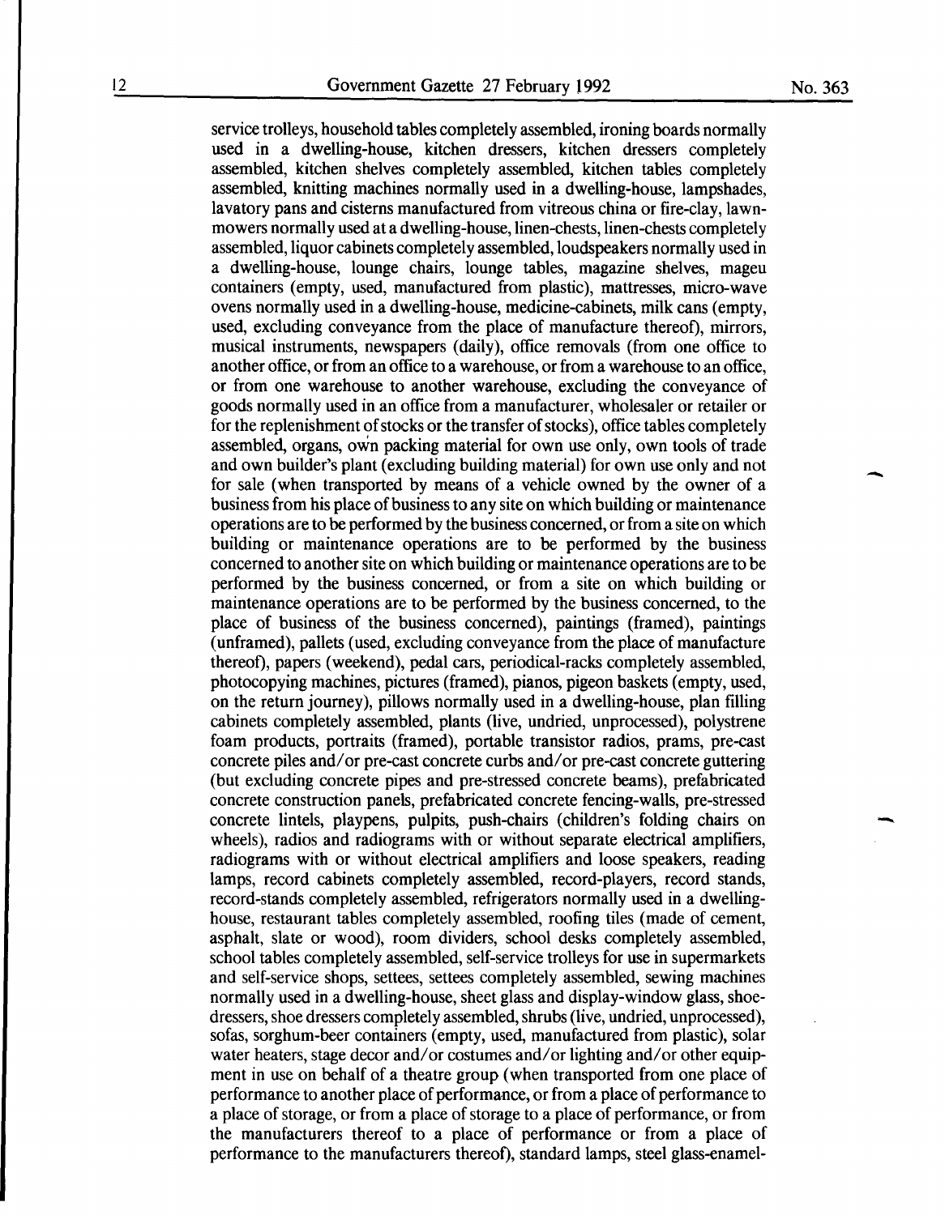service trolleys, household tables completely assembled, ironing boards normally used in a dwelling-house, kitchen dressers, kitchen dressers completely assembled, kitchen shelves completely assembled, kitchen tables completely assembled, knitting machines normally used in a dwelling-house, lampshades, lavatory pans and cisterns manufactured from vitreous china or fire-clay, lawn-mowers normally used at a dwelling-house, linen-chests, linen-chests completely assembled, liquor cabinets completely assembled, loudspeakers normally used in a dwelling-house, lounge chairs, lounge tables, magazine shelves, mageu containers (empty, used, manufactured from plastic), mattresses, micro-wave ovens normally used in a dwelling-house, medicine-cabinets, milk cans (empty, used, excluding conveyance from the place of manufacture thereof), mirrors, musical instruments, newspapers (daily), office removals (from one office to another office, or from an office to a warehouse, or from a warehouse to an office, or from one warehouse to another warehouse, excluding the conveyance of goods normally used in an office from a manufacturer, wholesaler or retailer or for the replenishment of stocks or the transfer of stocks), office tables completely assembled, organs, own packing material for own use only, own tools of trade and own builder's plant (excluding building material) for own use only and not for sale (when transported by means of a vehicle owned by the owner of a business from his place of business to any site on which building or maintenance operations are to be performed by the business concerned, or from a site on which building or maintenance operations are to be performed by the business concerned to another site on which building or maintenance operations are to be performed by the business concerned, or from a site on which building or maintenance operations are to be performed by the business concerned, to the place of business of the business concerned), paintings (framed), paintings (unframed), pallets (used, excluding conveyance from the place of manufacture thereof), papers (weekend), pedal cars, periodical-racks completely assembled, photocopying machines, pictures (framed), pianos, pigeon baskets (empty, used, on the return journey), pillows normally used in a dwelling-house, plan filling cabinets completely assembled, plants (live, undried, unprocessed), polystrene foam products, portraits (framed), portable transistor radios, prams, pre-cast concrete piles and/or pre-cast concrete curbs and/or pre-cast concrete guttering (but excluding concrete pipes and pre-stressed concrete beams), prefabricated concrete construction panels, prefabricated concrete fencing-walls, pre-stressed concrete lintels, playpens, pulpits, push-chairs (children's folding chairs on wheels), radios and radiograms with or without separate electrical amplifiers, radiograms with or without electrical amplifiers and loose speakers, reading lamps, record cabinets completely assembled, record-players, record stands, record-stands completely assembled, refrigerators normally used in a dwelling-house, restaurant tables completely assembled, roofing tiles (made of cement, asphalt, slate or wood), room dividers, school desks completely assembled, school tables completely assembled, self-service trolleys for use in supermarkets and self-service shops, settees, settees completely assembled, sewing machines normally used in a dwelling-house, sheet glass and display-window glass, shoe-dressers, shoe dressers completely assembled, shrubs (live, undried, unprocessed), sofas, sorghum-beer containers (empty, used, manufactured from plastic), solar water heaters, stage decor and/or costumes and/or lighting and/or other equipment in use on behalf of a theatre group (when transported from one place of performance to another place of performance, or from a place of performance to a place of storage, or from a place of storage to a place of performance, or from the manufacturers thereof to a place of performance or from a place of performance to the manufacturers thereof), standard lamps, steel glass-enamel-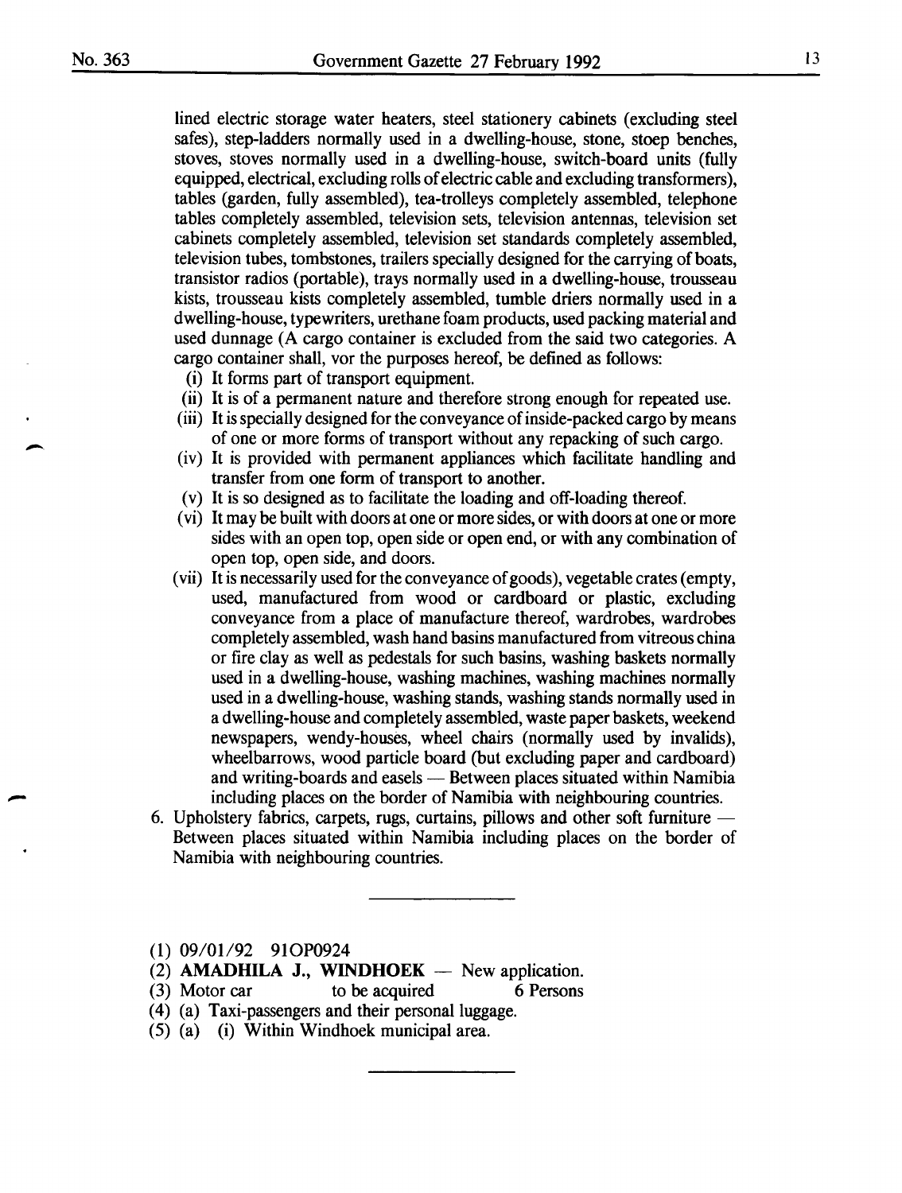lined electric storage water heaters, steel stationery cabinets (excluding steel safes), step-ladders normally used in a dwelling-house, stone, stoep benches, stoves, stoves normally used in a dwelling-house, switch-board units (fully equipped, electrical, excluding rolls of electric cable and excluding transformers), tables (garden, fully assembled), tea-trolleys completely assembled, telephone tables completely assembled, television sets, television antennas, television set cabinets completely assembled, television set standards completely assembled, television tubes, tombstones, trailers specially designed for the carrying of boats, transistor radios (portable), trays normally used in a dwelling-house, trousseau kists, trousseau kists completely assembled, tumble driers normally used in a dwelling-house, typewriters, urethane foam products, used packing material and used dunnage (A cargo container is excluded from the said two categories. A cargo container shall, vor the purposes hereof, be defined as follows:

(i) It forms part of transport equipment.
(ii) It is of a permanent nature and therefore strong enough for repeated use.
(iii) It is specially designed for the conveyance of inside-packed cargo by means of one or more forms of transport without any repacking of such cargo.
(iv) It is provided with permanent appliances which facilitate handling and transfer from one form of transport to another.
(v) It is so designed as to facilitate the loading and off-loading thereof.
(vi) It may be built with doors at one or more sides, or with doors at one or more sides with an open top, open side or open end, or with any combination of open top, open side, and doors.
(vii) It is necessarily used for the conveyance of goods), vegetable crates (empty, used, manufactured from wood or cardboard or plastic, excluding conveyance from a place of manufacture thereof, wardrobes, wardrobes completely assembled, wash hand basins manufactured from vitreous china or fire clay as well as pedestals for such basins, washing baskets normally used in a dwelling-house, washing machines, washing machines normally used in a dwelling-house, washing stands, washing stands normally used in a dwelling-house and completely assembled, waste paper baskets, weekend newspapers, wendy-houses, wheel chairs (normally used by invalids), wheelbarrows, wood particle board (but excluding paper and cardboard) and writing-boards and easels — Between places situated within Namibia including places on the border of Namibia with neighbouring countries.

6. Upholstery fabrics, carpets, rugs, curtains, pillows and other soft furniture — Between places situated within Namibia including places on the border of Namibia with neighbouring countries.

---

(1) 09/01/92 91OP0924
(2) **AMADHILA J., WINDHOEK** — New application.
(3) Motor car to be acquired 6 Persons
(4) (a) Taxi-passengers and their personal luggage.
(5) (a) (i) Within Windhoek municipal area.

---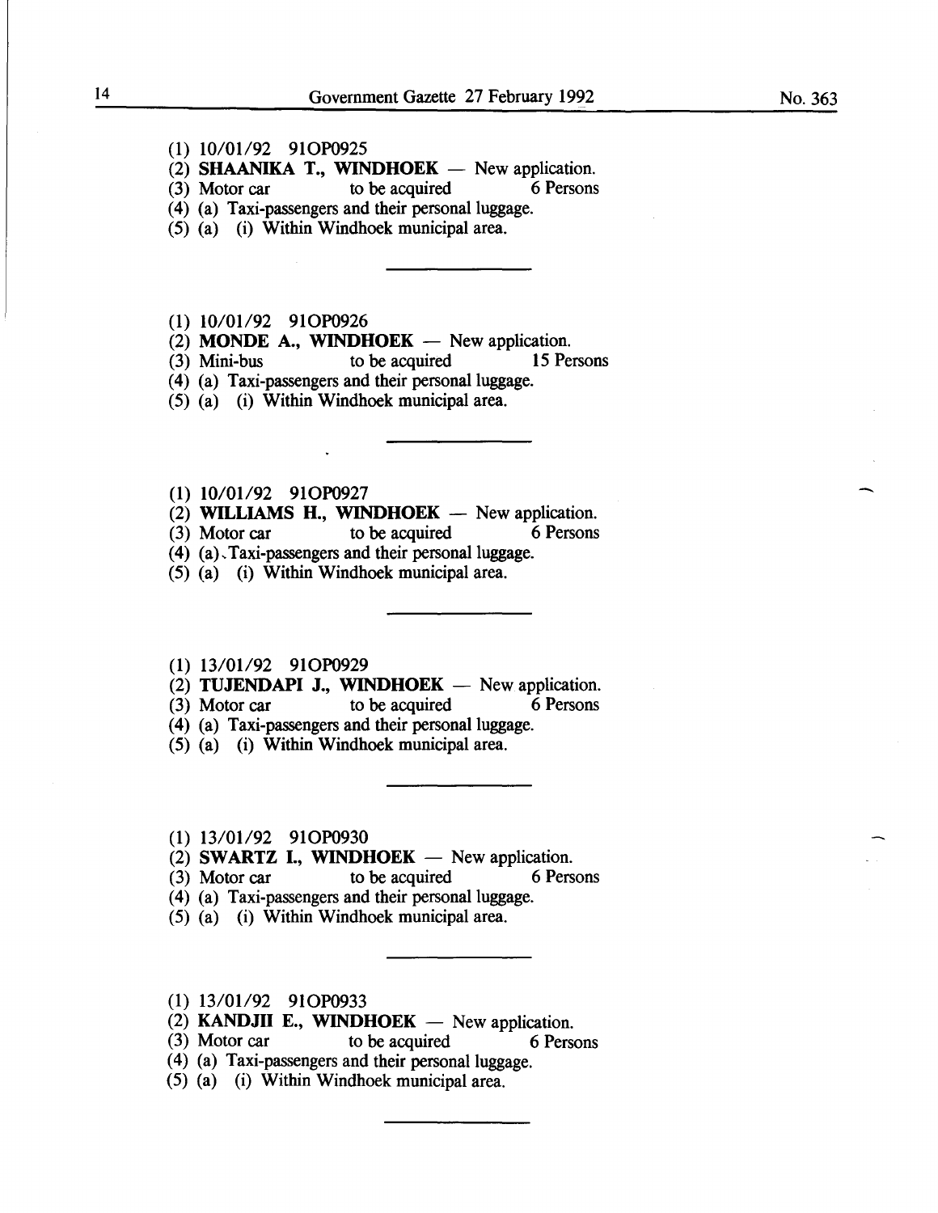(1) 10/01/92 91OP0925
(2) **SHAANIKA T., WINDHOEK** — New application.
(3) Motor car to be acquired 6 Persons
(4) (a) Taxi-passengers and their personal luggage.
(5) (a) (i) Within Windhoek municipal area.

---

(1) 10/01/92 91OP0926
(2) **MONDE A., WINDHOEK** — New application.
(3) Mini-bus to be acquired 15 Persons
(4) (a) Taxi-passengers and their personal luggage.
(5) (a) (i) Within Windhoek municipal area.

---

(1) 10/01/92 91OP0927
(2) **WILLIAMS H., WINDHOEK** — New application.
(3) Motor car to be acquired 6 Persons
(4) (a) Taxi-passengers and their personal luggage.
(5) (a) (i) Within Windhoek municipal area.

---

(1) 13/01/92 91OP0929
(2) **TUJENDAPI J., WINDHOEK** — New application.
(3) Motor car to be acquired 6 Persons
(4) (a) Taxi-passengers and their personal luggage.
(5) (a) (i) Within Windhoek municipal area.

---

(1) 13/01/92 91OP0930
(2) **SWARTZ I., WINDHOEK** — New application.
(3) Motor car to be acquired 6 Persons
(4) (a) Taxi-passengers and their personal luggage.
(5) (a) (i) Within Windhoek municipal area.

---

(1) 13/01/92 91OP0933
(2) **KANDJII E., WINDHOEK** — New application.
(3) Motor car to be acquired 6 Persons
(4) (a) Taxi-passengers and their personal luggage.
(5) (a) (i) Within Windhoek municipal area.

---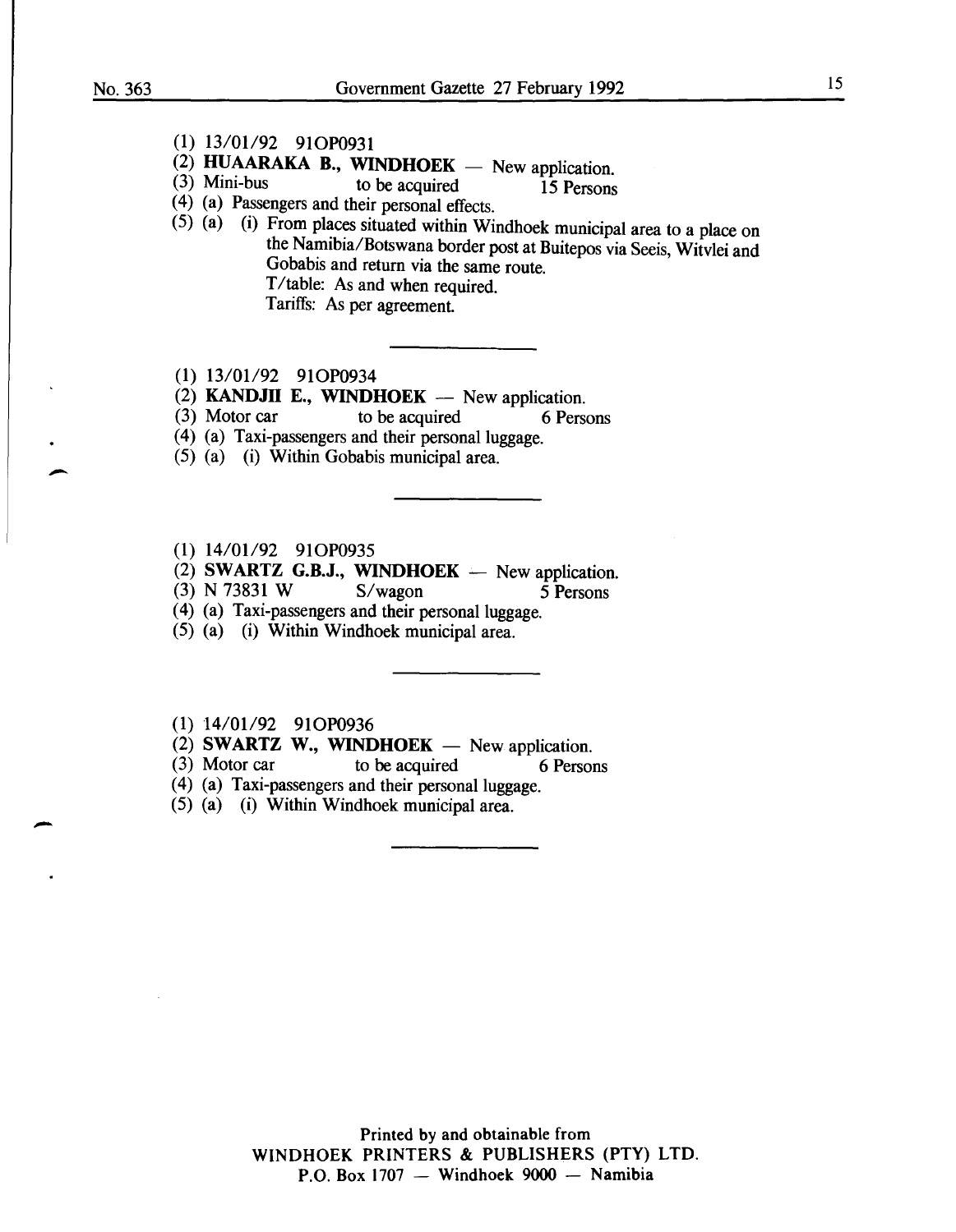(1) 13/01/92 91OP0931
(2) **HUAARAKA B., WINDHOEK** — New application.
(3) Mini-bus to be acquired 15 Persons
(4) (a) Passengers and their personal effects.
(5) (a) (i) From places situated within Windhoek municipal area to a place on the Namibia/Botswana border post at Buitepos via Seeis, Witvlei and Gobabis and return via the same route.
T/table: As and when required.
Tariffs: As per agreement.

---

(1) 13/01/92 91OP0934
(2) **KANDJII E., WINDHOEK** — New application.
(3) Motor car to be acquired 6 Persons
(4) (a) Taxi-passengers and their personal luggage.
(5) (a) (i) Within Gobabis municipal area.

---

(1) 14/01/92 91OP0935
(2) **SWARTZ G.B.J., WINDHOEK** — New application.
(3) N 73831 W S/wagon 5 Persons
(4) (a) Taxi-passengers and their personal luggage.
(5) (a) (i) Within Windhoek municipal area.

---

(1) 14/01/92 91OP0936
(2) **SWARTZ W., WINDHOEK** — New application.
(3) Motor car to be acquired 6 Persons
(4) (a) Taxi-passengers and their personal luggage.
(5) (a) (i) Within Windhoek municipal area.

---

Printed by and obtainable from
WINDHOEK PRINTERS & PUBLISHERS (PTY) LTD.
P.O. Box 1707 — Windhoek 9000 — Namibia